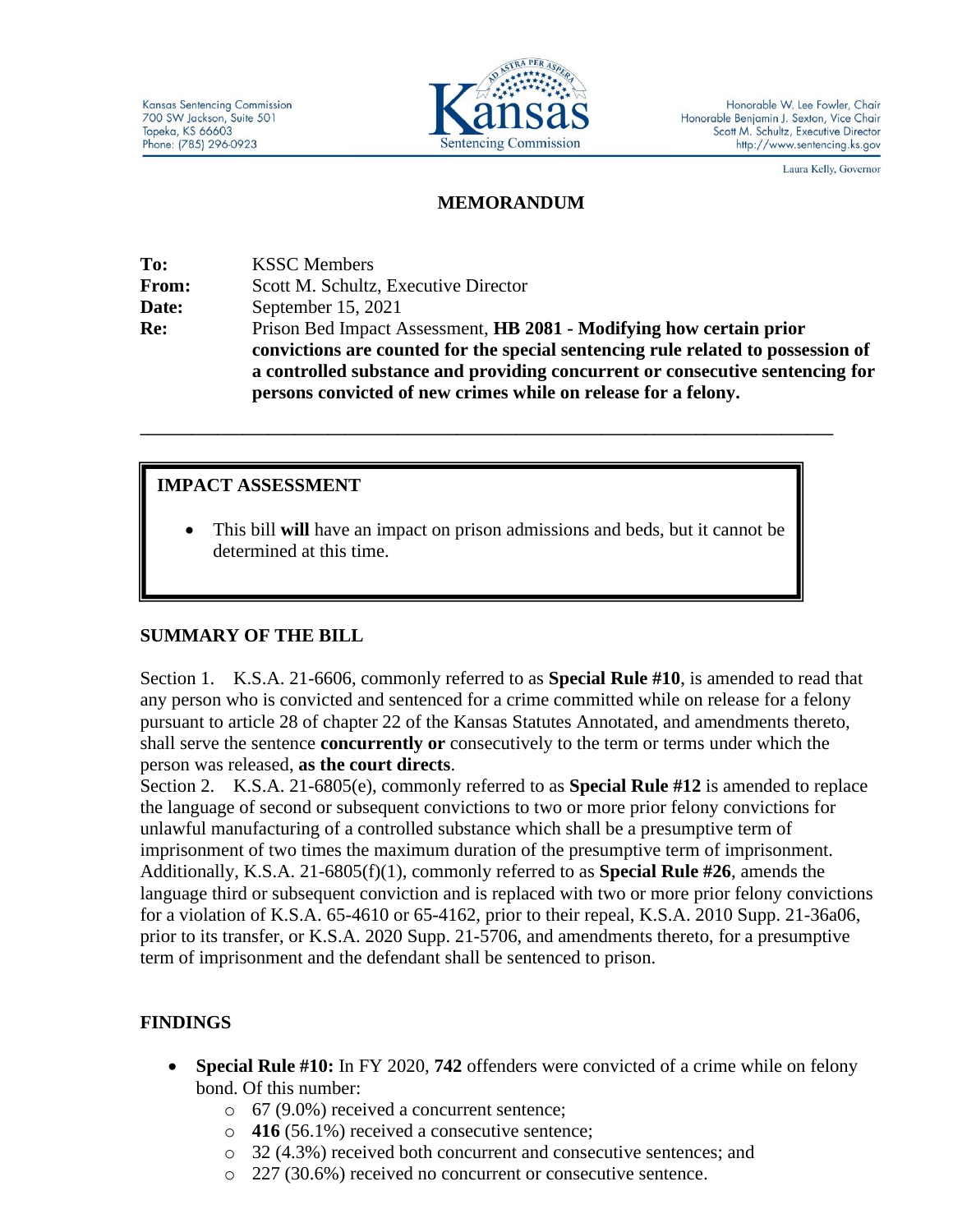Kansas Sentencing Commission
700 SW Jackson, Suite 501
Topeka, KS 66603
Phone: (785) 296-0923

Kansas Sentencing Commission

Honorable W. Lee Fowler, Chair
Honorable Benjamin J. Sexton, Vice Chair
Scott M. Schultz, Executive Director
http://www.sentencing.ks.gov

Laura Kelly, Governor

# MEMORANDUM

**To:** KSSC Members
**From:** Scott M. Schultz, Executive Director
**Date:** September 15, 2021
**Re:** Prison Bed Impact Assessment, **HB 2081 - Modifying how certain prior convictions are counted for the special sentencing rule related to possession of a controlled substance and providing concurrent or consecutive sentencing for persons convicted of new crimes while on release for a felony.**

---

## IMPACT ASSESSMENT

- This bill **will** have an impact on prison admissions and beds, but it cannot be determined at this time.

## SUMMARY OF THE BILL

Section 1. K.S.A. 21-6606, commonly referred to as **Special Rule #10**, is amended to read that any person who is convicted and sentenced for a crime committed while on release for a felony pursuant to article 28 of chapter 22 of the Kansas Statutes Annotated, and amendments thereto, shall serve the sentence **concurrently or** consecutively to the term or terms under which the person was released, **as the court directs**.

Section 2. K.S.A. 21-6805(e), commonly referred to as **Special Rule #12** is amended to replace the language of second or subsequent convictions to two or more prior felony convictions for unlawful manufacturing of a controlled substance which shall be a presumptive term of imprisonment of two times the maximum duration of the presumptive term of imprisonment. Additionally, K.S.A. 21-6805(f)(1), commonly referred to as **Special Rule #26**, amends the language third or subsequent conviction and is replaced with two or more prior felony convictions for a violation of K.S.A. 65-4610 or 65-4162, prior to their repeal, K.S.A. 2010 Supp. 21-36a06, prior to its transfer, or K.S.A. 2020 Supp. 21-5706, and amendments thereto, for a presumptive term of imprisonment and the defendant shall be sentenced to prison.

## FINDINGS

- **Special Rule #10:** In FY 2020, **742** offenders were convicted of a crime while on felony bond. Of this number:
  - 67 (9.0%) received a concurrent sentence;
  - **416** (56.1%) received a consecutive sentence;
  - 32 (4.3%) received both concurrent and consecutive sentences; and
  - 227 (30.6%) received no concurrent or consecutive sentence.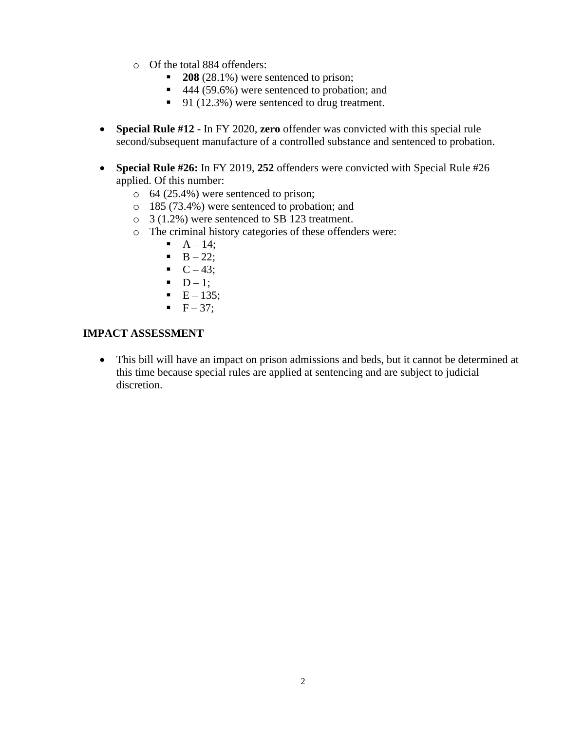- Of the total 884 offenders:
    - **208** (28.1%) were sentenced to prison;
    - 444 (59.6%) were sentenced to probation; and
    - 91 (12.3%) were sentenced to drug treatment.

- **Special Rule #12 -** In FY 2020, **zero** offender was convicted with this special rule second/subsequent manufacture of a controlled substance and sentenced to probation.

- **Special Rule #26:** In FY 2019, **252** offenders were convicted with Special Rule #26 applied. Of this number:
  - 64 (25.4%) were sentenced to prison;
  - 185 (73.4%) were sentenced to probation; and
  - 3 (1.2%) were sentenced to SB 123 treatment.
  - The criminal history categories of these offenders were:
    - A – 14;
    - B – 22;
    - C – 43;
    - D – 1;
    - E – 135;
    - F – 37;

## IMPACT ASSESSMENT

- This bill will have an impact on prison admissions and beds, but it cannot be determined at this time because special rules are applied at sentencing and are subject to judicial discretion.